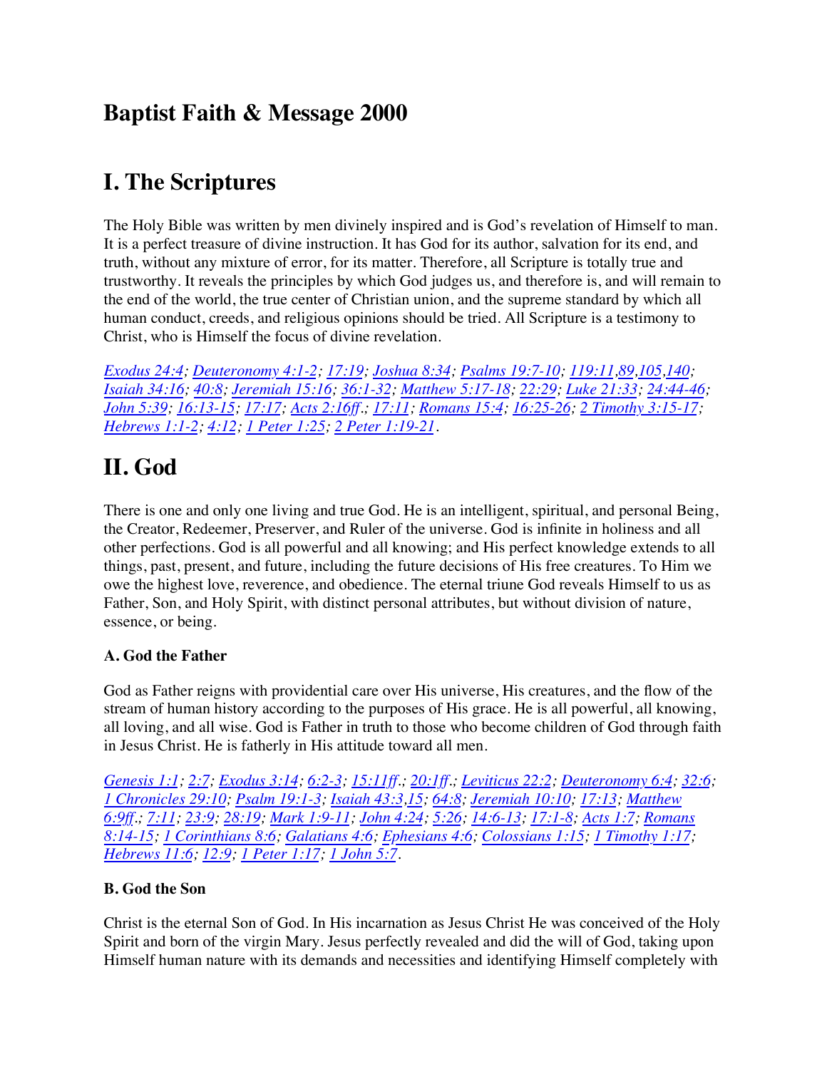# Baptist Faith & Message 2000

# I. The Scriptures

The Holy Bible was written by men divinely inspired and is God's revelation of Himself to man. It is a perfect treasure of divine instruction. It has God for its author, salvation for its end, and truth, without any mixture of error, for its matter. Therefore, all Scripture is totally true and trustworthy. It reveals the principles by which God judges us, and therefore is, and will remain to the end of the world, the true center of Christian union, and the supreme standard by which all human conduct, creeds, and religious opinions should be tried. All Scripture is a testimony to Christ, who is Himself the focus of divine revelation.

*Exodus 24:4; Deuteronomy 4:1-2; 17:19; Joshua 8:34; Psalms 19:7-10; 119:11,89,105,140; Isaiah 34:16; 40:8; Jeremiah 15:16; 36:1-32; Matthew 5:17-18; 22:29; Luke 21:33; 24:44-46; John 5:39; 16:13-15; 17:17; Acts 2:16ff.; 17:11; Romans 15:4; 16:25-26; 2 Timothy 3:15-17; Hebrews 1:1-2; 4:12; 1 Peter 1:25; 2 Peter 1:19-21.*

# II. God

There is one and only one living and true God. He is an intelligent, spiritual, and personal Being, the Creator, Redeemer, Preserver, and Ruler of the universe. God is infinite in holiness and all other perfections. God is all powerful and all knowing; and His perfect knowledge extends to all things, past, present, and future, including the future decisions of His free creatures. To Him we owe the highest love, reverence, and obedience. The eternal triune God reveals Himself to us as Father, Son, and Holy Spirit, with distinct personal attributes, but without division of nature, essence, or being.

### A. God the Father

God as Father reigns with providential care over His universe, His creatures, and the flow of the stream of human history according to the purposes of His grace. He is all powerful, all knowing, all loving, and all wise. God is Father in truth to those who become children of God through faith in Jesus Christ. He is fatherly in His attitude toward all men.

*Genesis 1:1; 2:7; Exodus 3:14; 6:2-3; 15:11ff.; 20:1ff.; Leviticus 22:2; Deuteronomy 6:4; 32:6; 1 Chronicles 29:10; Psalm 19:1-3; Isaiah 43:3,15; 64:8; Jeremiah 10:10; 17:13; Matthew 6:9ff.; 7:11; 23:9; 28:19; Mark 1:9-11; John 4:24; 5:26; 14:6-13; 17:1-8; Acts 1:7; Romans 8:14-15; 1 Corinthians 8:6; Galatians 4:6; Ephesians 4:6; Colossians 1:15; 1 Timothy 1:17; Hebrews 11:6; 12:9; 1 Peter 1:17; 1 John 5:7.*

### B. God the Son

Christ is the eternal Son of God. In His incarnation as Jesus Christ He was conceived of the Holy Spirit and born of the virgin Mary. Jesus perfectly revealed and did the will of God, taking upon Himself human nature with its demands and necessities and identifying Himself completely with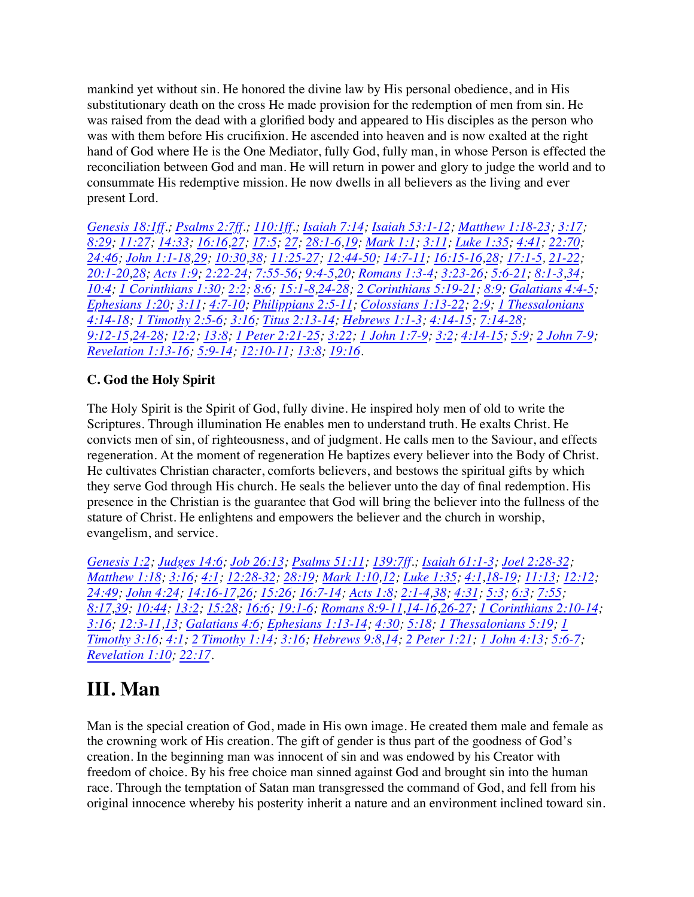mankind yet without sin. He honored the divine law by His personal obedience, and in His substitutionary death on the cross He made provision for the redemption of men from sin. He was raised from the dead with a glorified body and appeared to His disciples as the person who was with them before His crucifixion. He ascended into heaven and is now exalted at the right hand of God where He is the One Mediator, fully God, fully man, in whose Person is effected the reconciliation between God and man. He will return in power and glory to judge the world and to consummate His redemptive mission. He now dwells in all believers as the living and ever present Lord.

*Genesis 18:1ff.; Psalms 2:7ff.; 110:1ff.; Isaiah 7:14; Isaiah 53:1-12; Matthew 1:18-23; 3:17; 8:29; 11:27; 14:33; 16:16,27; 17:5; 27; 28:1-6,19; Mark 1:1; 3:11; Luke 1:35; 4:41; 22:70; 24:46; John 1:1-18,29; 10:30,38; 11:25-27; 12:44-50; 14:7-11; 16:15-16,28; 17:1-5, 21-22; 20:1-20,28; Acts 1:9; 2:22-24; 7:55-56; 9:4-5,20; Romans 1:3-4; 3:23-26; 5:6-21; 8:1-3,34; 10:4; 1 Corinthians 1:30; 2:2; 8:6; 15:1-8,24-28; 2 Corinthians 5:19-21; 8:9; Galatians 4:4-5; Ephesians 1:20; 3:11; 4:7-10; Philippians 2:5-11; Colossians 1:13-22; 2:9; 1 Thessalonians 4:14-18; 1 Timothy 2:5-6; 3:16; Titus 2:13-14; Hebrews 1:1-3; 4:14-15; 7:14-28; 9:12-15,24-28; 12:2; 13:8; 1 Peter 2:21-25; 3:22; 1 John 1:7-9; 3:2; 4:14-15; 5:9; 2 John 7-9; Revelation 1:13-16; 5:9-14; 12:10-11; 13:8; 19:16.*

### C. God the Holy Spirit

The Holy Spirit is the Spirit of God, fully divine. He inspired holy men of old to write the Scriptures. Through illumination He enables men to understand truth. He exalts Christ. He convicts men of sin, of righteousness, and of judgment. He calls men to the Saviour, and effects regeneration. At the moment of regeneration He baptizes every believer into the Body of Christ. He cultivates Christian character, comforts believers, and bestows the spiritual gifts by which they serve God through His church. He seals the believer unto the day of final redemption. His presence in the Christian is the guarantee that God will bring the believer into the fullness of the stature of Christ. He enlightens and empowers the believer and the church in worship, evangelism, and service.

*Genesis 1:2; Judges 14:6; Job 26:13; Psalms 51:11; 139:7ff.; Isaiah 61:1-3; Joel 2:28-32; Matthew 1:18; 3:16; 4:1; 12:28-32; 28:19; Mark 1:10,12; Luke 1:35; 4:1,18-19; 11:13; 12:12; 24:49; John 4:24; 14:16-17,26; 15:26; 16:7-14; Acts 1:8; 2:1-4,38; 4:31; 5:3; 6:3; 7:55; 8:17,39; 10:44; 13:2; 15:28; 16:6; 19:1-6; Romans 8:9-11,14-16,26-27; 1 Corinthians 2:10-14; 3:16; 12:3-11,13; Galatians 4:6; Ephesians 1:13-14; 4:30; 5:18; 1 Thessalonians 5:19; 1 Timothy 3:16; 4:1; 2 Timothy 1:14; 3:16; Hebrews 9:8,14; 2 Peter 1:21; 1 John 4:13; 5:6-7; Revelation 1:10; 22:17.*

## III. Man

Man is the special creation of God, made in His own image. He created them male and female as the crowning work of His creation. The gift of gender is thus part of the goodness of God's creation. In the beginning man was innocent of sin and was endowed by his Creator with freedom of choice. By his free choice man sinned against God and brought sin into the human race. Through the temptation of Satan man transgressed the command of God, and fell from his original innocence whereby his posterity inherit a nature and an environment inclined toward sin.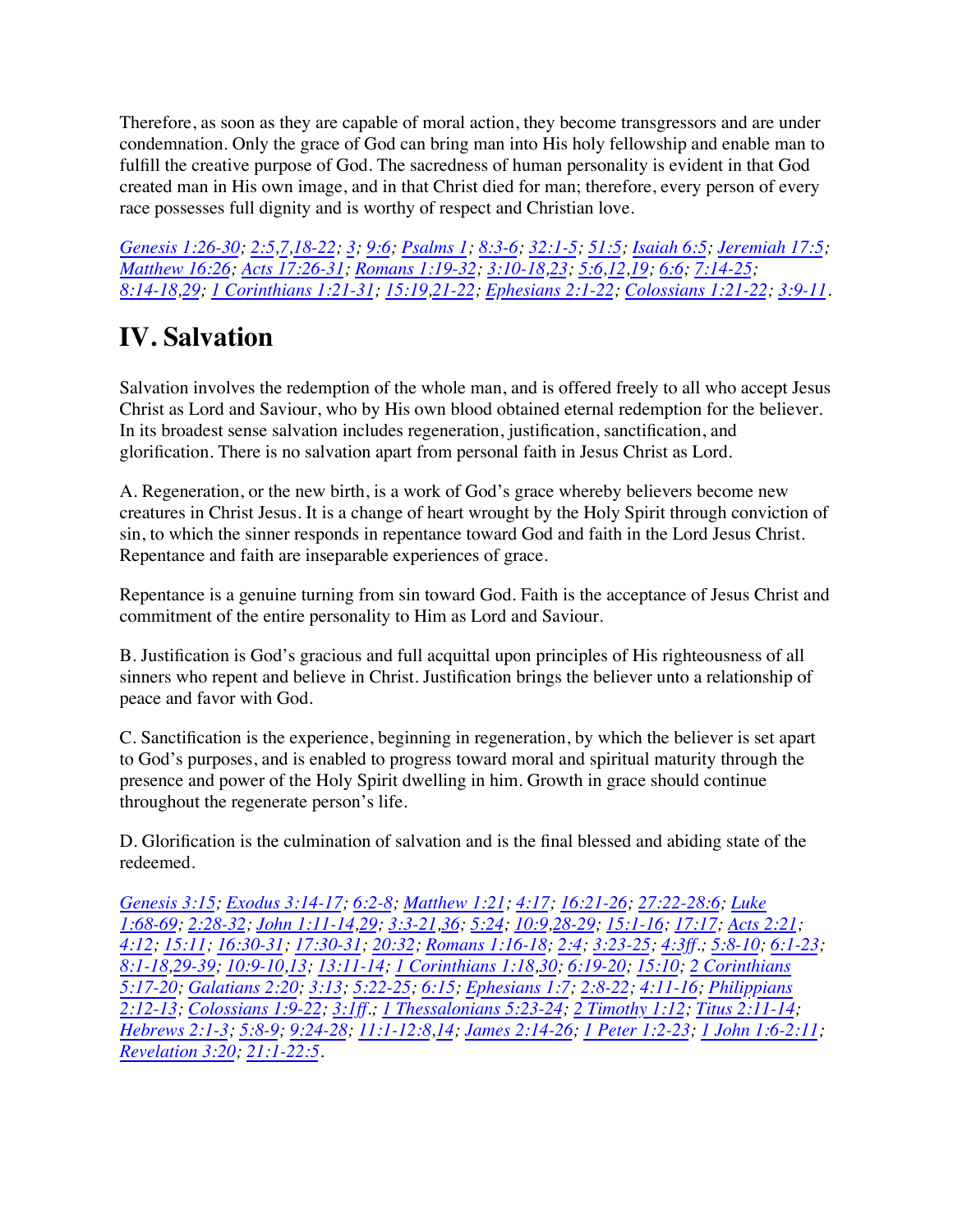Therefore, as soon as they are capable of moral action, they become transgressors and are under condemnation. Only the grace of God can bring man into His holy fellowship and enable man to fulfill the creative purpose of God. The sacredness of human personality is evident in that God created man in His own image, and in that Christ died for man; therefore, every person of every race possesses full dignity and is worthy of respect and Christian love.

*Genesis 1:26-30; 2:5,7,18-22; 3; 9:6; Psalms 1; 8:3-6; 32:1-5; 51:5; Isaiah 6:5; Jeremiah 17:5; Matthew 16:26; Acts 17:26-31; Romans 1:19-32; 3:10-18,23; 5:6,12,19; 6:6; 7:14-25; 8:14-18,29; 1 Corinthians 1:21-31; 15:19,21-22; Ephesians 2:1-22; Colossians 1:21-22; 3:9-11.*

# IV. Salvation

Salvation involves the redemption of the whole man, and is offered freely to all who accept Jesus Christ as Lord and Saviour, who by His own blood obtained eternal redemption for the believer. In its broadest sense salvation includes regeneration, justification, sanctification, and glorification. There is no salvation apart from personal faith in Jesus Christ as Lord.

A. Regeneration, or the new birth, is a work of God's grace whereby believers become new creatures in Christ Jesus. It is a change of heart wrought by the Holy Spirit through conviction of sin, to which the sinner responds in repentance toward God and faith in the Lord Jesus Christ. Repentance and faith are inseparable experiences of grace.

Repentance is a genuine turning from sin toward God. Faith is the acceptance of Jesus Christ and commitment of the entire personality to Him as Lord and Saviour.

B. Justification is God's gracious and full acquittal upon principles of His righteousness of all sinners who repent and believe in Christ. Justification brings the believer unto a relationship of peace and favor with God.

C. Sanctification is the experience, beginning in regeneration, by which the believer is set apart to God's purposes, and is enabled to progress toward moral and spiritual maturity through the presence and power of the Holy Spirit dwelling in him. Growth in grace should continue throughout the regenerate person's life.

D. Glorification is the culmination of salvation and is the final blessed and abiding state of the redeemed.

*Genesis 3:15; Exodus 3:14-17; 6:2-8; Matthew 1:21; 4:17; 16:21-26; 27:22-28:6; Luke 1:68-69; 2:28-32; John 1:11-14,29; 3:3-21,36; 5:24; 10:9,28-29; 15:1-16; 17:17; Acts 2:21; 4:12; 15:11; 16:30-31; 17:30-31; 20:32; Romans 1:16-18; 2:4; 3:23-25; 4:3ff.; 5:8-10; 6:1-23; 8:1-18,29-39; 10:9-10,13; 13:11-14; 1 Corinthians 1:18,30; 6:19-20; 15:10; 2 Corinthians 5:17-20; Galatians 2:20; 3:13; 5:22-25; 6:15; Ephesians 1:7; 2:8-22; 4:11-16; Philippians 2:12-13; Colossians 1:9-22; 3:1ff.; 1 Thessalonians 5:23-24; 2 Timothy 1:12; Titus 2:11-14; Hebrews 2:1-3; 5:8-9; 9:24-28; 11:1-12:8,14; James 2:14-26; 1 Peter 1:2-23; 1 John 1:6-2:11; Revelation 3:20; 21:1-22:5.*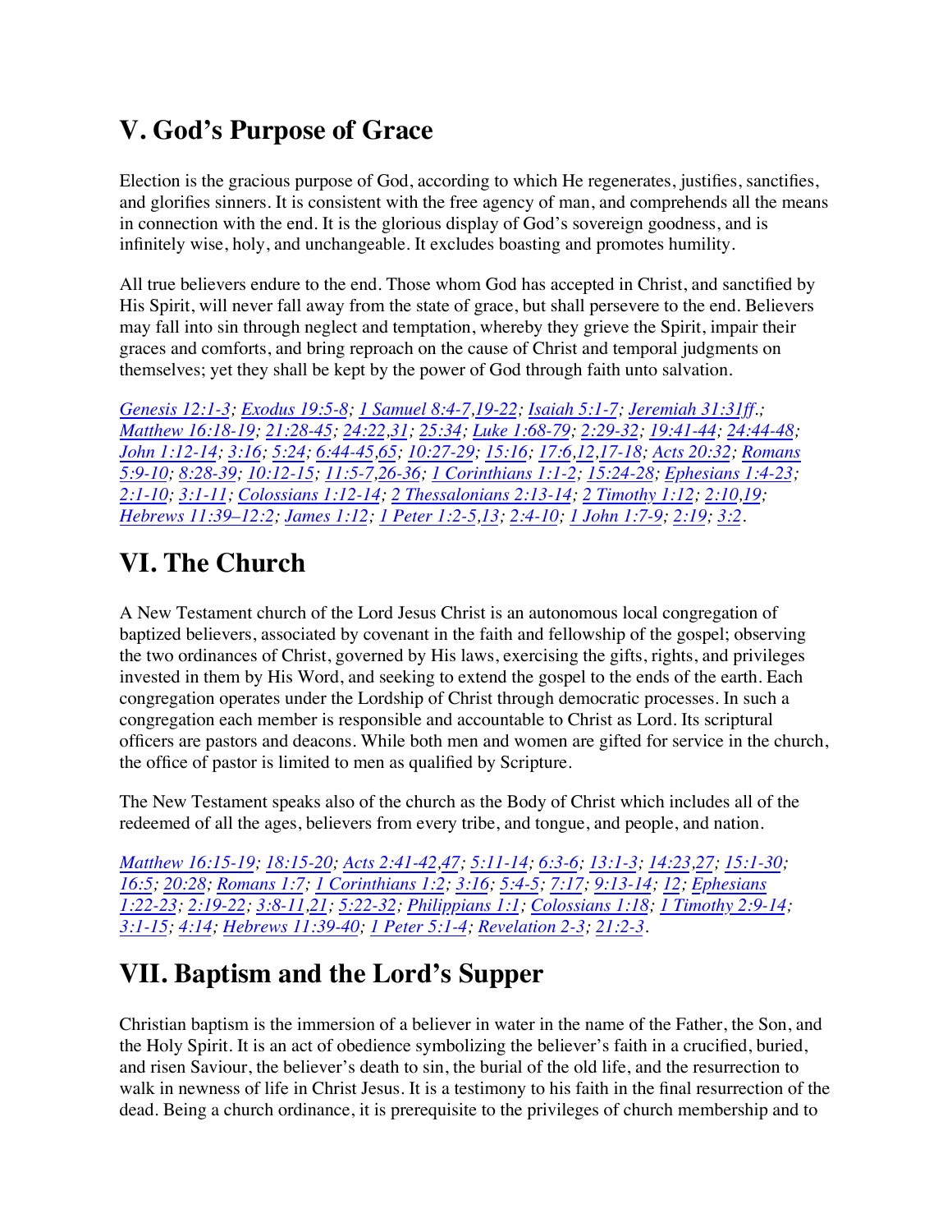## V. God's Purpose of Grace

Election is the gracious purpose of God, according to which He regenerates, justifies, sanctifies, and glorifies sinners. It is consistent with the free agency of man, and comprehends all the means in connection with the end. It is the glorious display of God's sovereign goodness, and is infinitely wise, holy, and unchangeable. It excludes boasting and promotes humility.

All true believers endure to the end. Those whom God has accepted in Christ, and sanctified by His Spirit, will never fall away from the state of grace, but shall persevere to the end. Believers may fall into sin through neglect and temptation, whereby they grieve the Spirit, impair their graces and comforts, and bring reproach on the cause of Christ and temporal judgments on themselves; yet they shall be kept by the power of God through faith unto salvation.

*Genesis 12:1-3; Exodus 19:5-8; 1 Samuel 8:4-7,19-22; Isaiah 5:1-7; Jeremiah 31:31ff.; Matthew 16:18-19; 21:28-45; 24:22,31; 25:34; Luke 1:68-79; 2:29-32; 19:41-44; 24:44-48; John 1:12-14; 3:16; 5:24; 6:44-45,65; 10:27-29; 15:16; 17:6,12,17-18; Acts 20:32; Romans 5:9-10; 8:28-39; 10:12-15; 11:5-7,26-36; 1 Corinthians 1:1-2; 15:24-28; Ephesians 1:4-23; 2:1-10; 3:1-11; Colossians 1:12-14; 2 Thessalonians 2:13-14; 2 Timothy 1:12; 2:10,19; Hebrews 11:39–12:2; James 1:12; 1 Peter 1:2-5,13; 2:4-10; 1 John 1:7-9; 2:19; 3:2.*

## VI. The Church

A New Testament church of the Lord Jesus Christ is an autonomous local congregation of baptized believers, associated by covenant in the faith and fellowship of the gospel; observing the two ordinances of Christ, governed by His laws, exercising the gifts, rights, and privileges invested in them by His Word, and seeking to extend the gospel to the ends of the earth. Each congregation operates under the Lordship of Christ through democratic processes. In such a congregation each member is responsible and accountable to Christ as Lord. Its scriptural officers are pastors and deacons. While both men and women are gifted for service in the church, the office of pastor is limited to men as qualified by Scripture.

The New Testament speaks also of the church as the Body of Christ which includes all of the redeemed of all the ages, believers from every tribe, and tongue, and people, and nation.

*Matthew 16:15-19; 18:15-20; Acts 2:41-42,47; 5:11-14; 6:3-6; 13:1-3; 14:23,27; 15:1-30; 16:5; 20:28; Romans 1:7; 1 Corinthians 1:2; 3:16; 5:4-5; 7:17; 9:13-14; 12; Ephesians 1:22-23; 2:19-22; 3:8-11,21; 5:22-32; Philippians 1:1; Colossians 1:18; 1 Timothy 2:9-14; 3:1-15; 4:14; Hebrews 11:39-40; 1 Peter 5:1-4; Revelation 2-3; 21:2-3.*

## VII. Baptism and the Lord's Supper

Christian baptism is the immersion of a believer in water in the name of the Father, the Son, and the Holy Spirit. It is an act of obedience symbolizing the believer's faith in a crucified, buried, and risen Saviour, the believer's death to sin, the burial of the old life, and the resurrection to walk in newness of life in Christ Jesus. It is a testimony to his faith in the final resurrection of the dead. Being a church ordinance, it is prerequisite to the privileges of church membership and to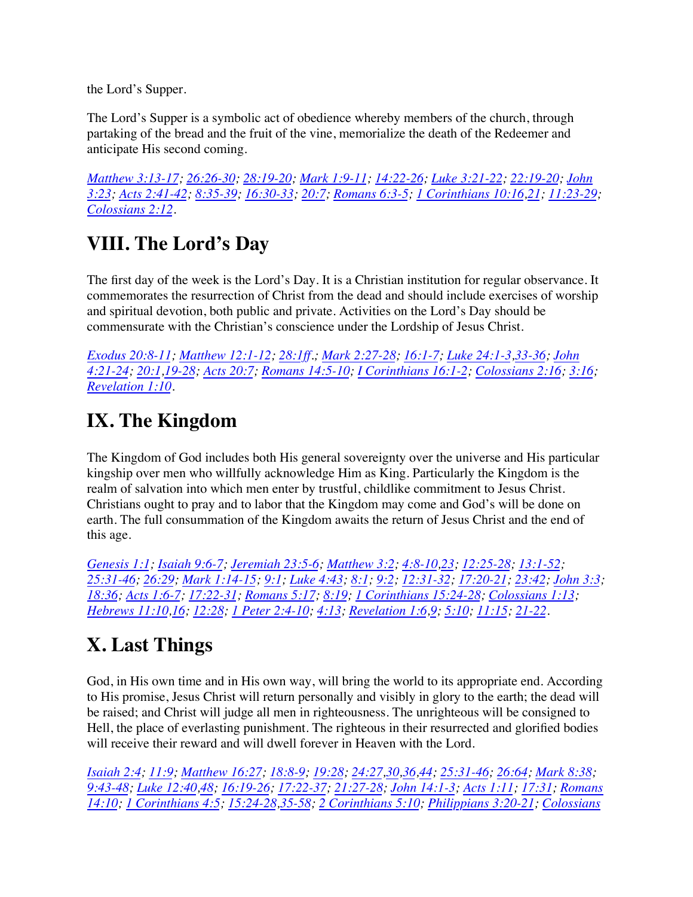the Lord's Supper.

The Lord's Supper is a symbolic act of obedience whereby members of the church, through partaking of the bread and the fruit of the vine, memorialize the death of the Redeemer and anticipate His second coming.

*Matthew 3:13-17; 26:26-30; 28:19-20; Mark 1:9-11; 14:22-26; Luke 3:21-22; 22:19-20; John 3:23; Acts 2:41-42; 8:35-39; 16:30-33; 20:7; Romans 6:3-5; 1 Corinthians 10:16,21; 11:23-29; Colossians 2:12.*

# VIII. The Lord's Day

The first day of the week is the Lord's Day. It is a Christian institution for regular observance. It commemorates the resurrection of Christ from the dead and should include exercises of worship and spiritual devotion, both public and private. Activities on the Lord's Day should be commensurate with the Christian's conscience under the Lordship of Jesus Christ.

*Exodus 20:8-11; Matthew 12:1-12; 28:1ff.; Mark 2:27-28; 16:1-7; Luke 24:1-3,33-36; John 4:21-24; 20:1,19-28; Acts 20:7; Romans 14:5-10; I Corinthians 16:1-2; Colossians 2:16; 3:16; Revelation 1:10.*

# IX. The Kingdom

The Kingdom of God includes both His general sovereignty over the universe and His particular kingship over men who willfully acknowledge Him as King. Particularly the Kingdom is the realm of salvation into which men enter by trustful, childlike commitment to Jesus Christ. Christians ought to pray and to labor that the Kingdom may come and God's will be done on earth. The full consummation of the Kingdom awaits the return of Jesus Christ and the end of this age.

*Genesis 1:1; Isaiah 9:6-7; Jeremiah 23:5-6; Matthew 3:2; 4:8-10,23; 12:25-28; 13:1-52; 25:31-46; 26:29; Mark 1:14-15; 9:1; Luke 4:43; 8:1; 9:2; 12:31-32; 17:20-21; 23:42; John 3:3; 18:36; Acts 1:6-7; 17:22-31; Romans 5:17; 8:19; 1 Corinthians 15:24-28; Colossians 1:13; Hebrews 11:10,16; 12:28; 1 Peter 2:4-10; 4:13; Revelation 1:6,9; 5:10; 11:15; 21-22.*

# X. Last Things

God, in His own time and in His own way, will bring the world to its appropriate end. According to His promise, Jesus Christ will return personally and visibly in glory to the earth; the dead will be raised; and Christ will judge all men in righteousness. The unrighteous will be consigned to Hell, the place of everlasting punishment. The righteous in their resurrected and glorified bodies will receive their reward and will dwell forever in Heaven with the Lord.

*Isaiah 2:4; 11:9; Matthew 16:27; 18:8-9; 19:28; 24:27,30,36,44; 25:31-46; 26:64; Mark 8:38; 9:43-48; Luke 12:40,48; 16:19-26; 17:22-37; 21:27-28; John 14:1-3; Acts 1:11; 17:31; Romans 14:10; 1 Corinthians 4:5; 15:24-28,35-58; 2 Corinthians 5:10; Philippians 3:20-21; Colossians*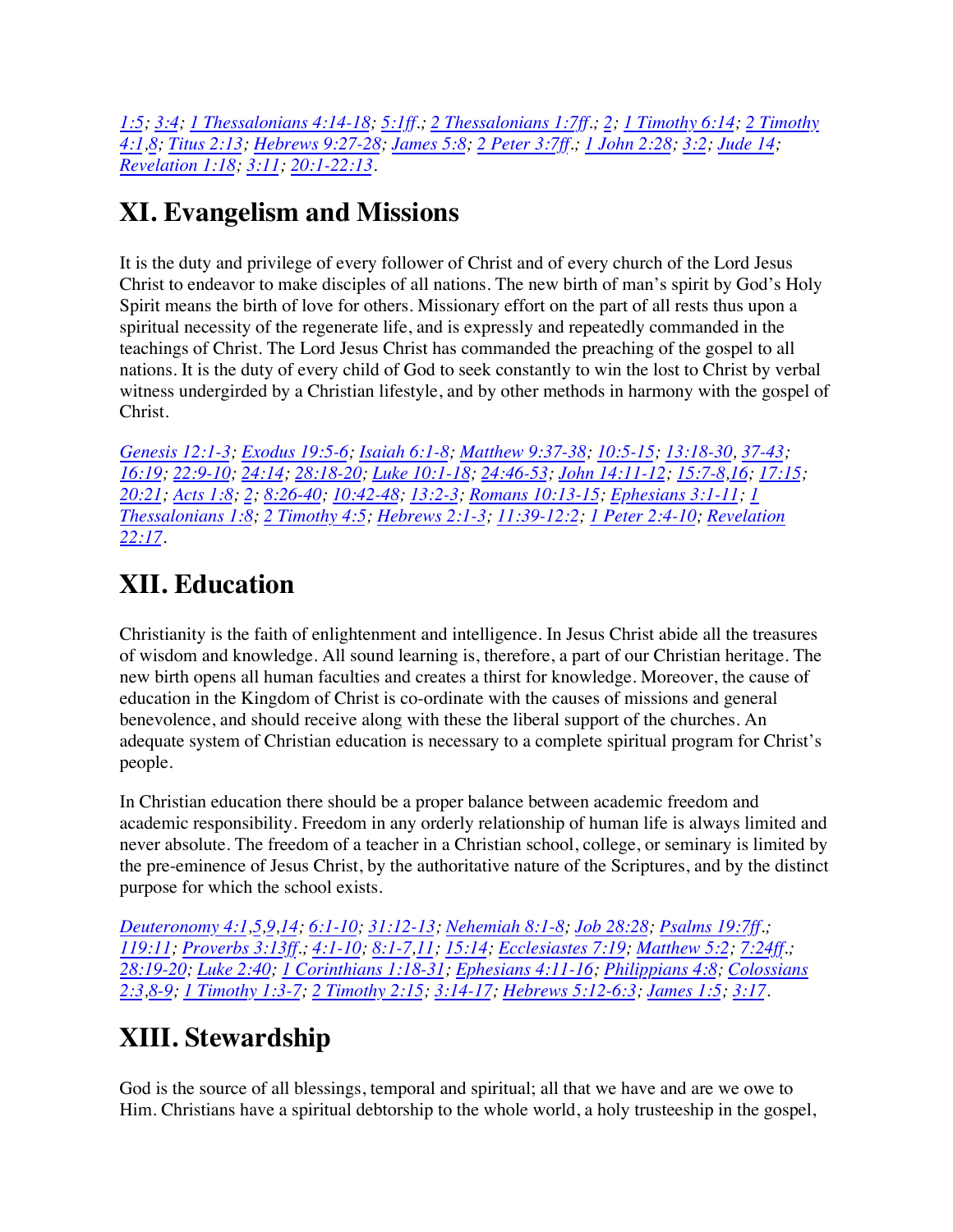*1:5; 3:4; 1 Thessalonians 4:14-18; 5:1ff.; 2 Thessalonians 1:7ff.; 2; 1 Timothy 6:14; 2 Timothy 4:1,8; Titus 2:13; Hebrews 9:27-28; James 5:8; 2 Peter 3:7ff.; 1 John 2:28; 3:2; Jude 14; Revelation 1:18; 3:11; 20:1-22:13.*

## XI. Evangelism and Missions

It is the duty and privilege of every follower of Christ and of every church of the Lord Jesus Christ to endeavor to make disciples of all nations. The new birth of man's spirit by God's Holy Spirit means the birth of love for others. Missionary effort on the part of all rests thus upon a spiritual necessity of the regenerate life, and is expressly and repeatedly commanded in the teachings of Christ. The Lord Jesus Christ has commanded the preaching of the gospel to all nations. It is the duty of every child of God to seek constantly to win the lost to Christ by verbal witness undergirded by a Christian lifestyle, and by other methods in harmony with the gospel of Christ.

*Genesis 12:1-3; Exodus 19:5-6; Isaiah 6:1-8; Matthew 9:37-38; 10:5-15; 13:18-30, 37-43; 16:19; 22:9-10; 24:14; 28:18-20; Luke 10:1-18; 24:46-53; John 14:11-12; 15:7-8,16; 17:15; 20:21; Acts 1:8; 2; 8:26-40; 10:42-48; 13:2-3; Romans 10:13-15; Ephesians 3:1-11; 1 Thessalonians 1:8; 2 Timothy 4:5; Hebrews 2:1-3; 11:39-12:2; 1 Peter 2:4-10; Revelation 22:17.*

## XII. Education

Christianity is the faith of enlightenment and intelligence. In Jesus Christ abide all the treasures of wisdom and knowledge. All sound learning is, therefore, a part of our Christian heritage. The new birth opens all human faculties and creates a thirst for knowledge. Moreover, the cause of education in the Kingdom of Christ is co-ordinate with the causes of missions and general benevolence, and should receive along with these the liberal support of the churches. An adequate system of Christian education is necessary to a complete spiritual program for Christ's people.

In Christian education there should be a proper balance between academic freedom and academic responsibility. Freedom in any orderly relationship of human life is always limited and never absolute. The freedom of a teacher in a Christian school, college, or seminary is limited by the pre-eminence of Jesus Christ, by the authoritative nature of the Scriptures, and by the distinct purpose for which the school exists.

*Deuteronomy 4:1,5,9,14; 6:1-10; 31:12-13; Nehemiah 8:1-8; Job 28:28; Psalms 19:7ff.; 119:11; Proverbs 3:13ff.; 4:1-10; 8:1-7,11; 15:14; Ecclesiastes 7:19; Matthew 5:2; 7:24ff.; 28:19-20; Luke 2:40; 1 Corinthians 1:18-31; Ephesians 4:11-16; Philippians 4:8; Colossians 2:3,8-9; 1 Timothy 1:3-7; 2 Timothy 2:15; 3:14-17; Hebrews 5:12-6:3; James 1:5; 3:17.*

## XIII. Stewardship

God is the source of all blessings, temporal and spiritual; all that we have and are we owe to Him. Christians have a spiritual debtorship to the whole world, a holy trusteeship in the gospel,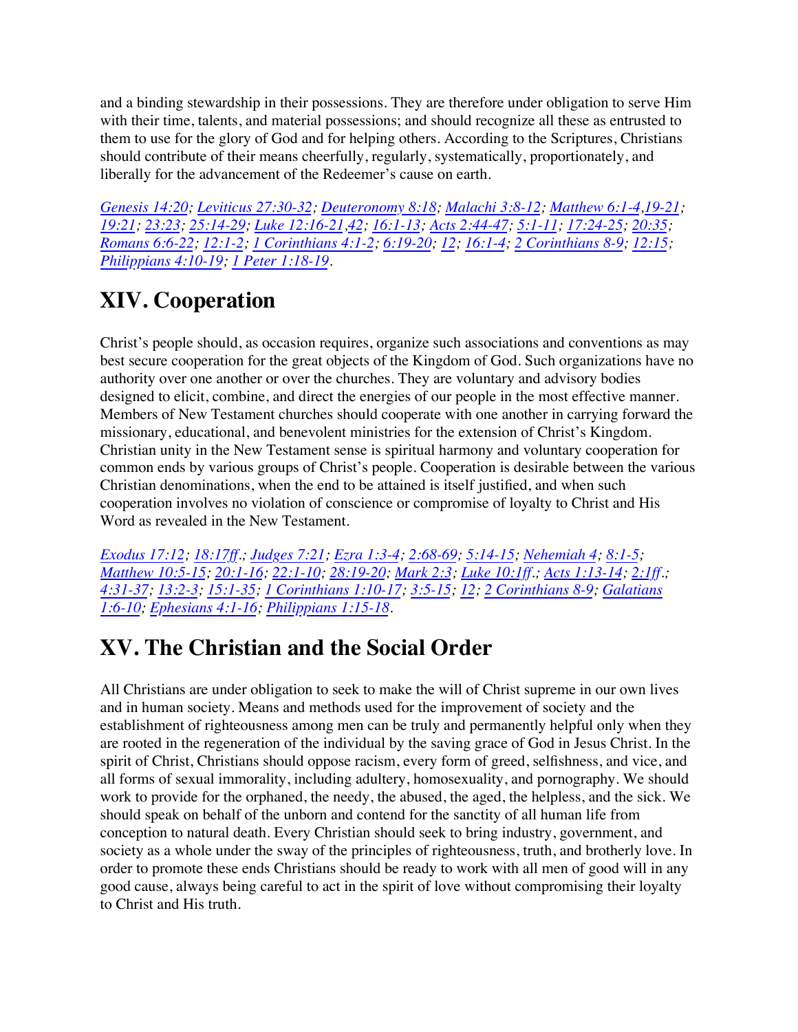and a binding stewardship in their possessions. They are therefore under obligation to serve Him with their time, talents, and material possessions; and should recognize all these as entrusted to them to use for the glory of God and for helping others. According to the Scriptures, Christians should contribute of their means cheerfully, regularly, systematically, proportionately, and liberally for the advancement of the Redeemer's cause on earth.

*Genesis 14:20; Leviticus 27:30-32; Deuteronomy 8:18; Malachi 3:8-12; Matthew 6:1-4,19-21; 19:21; 23:23; 25:14-29; Luke 12:16-21,42; 16:1-13; Acts 2:44-47; 5:1-11; 17:24-25; 20:35; Romans 6:6-22; 12:1-2; 1 Corinthians 4:1-2; 6:19-20; 12; 16:1-4; 2 Corinthians 8-9; 12:15; Philippians 4:10-19; 1 Peter 1:18-19.*

# XIV. Cooperation

Christ's people should, as occasion requires, organize such associations and conventions as may best secure cooperation for the great objects of the Kingdom of God. Such organizations have no authority over one another or over the churches. They are voluntary and advisory bodies designed to elicit, combine, and direct the energies of our people in the most effective manner. Members of New Testament churches should cooperate with one another in carrying forward the missionary, educational, and benevolent ministries for the extension of Christ's Kingdom. Christian unity in the New Testament sense is spiritual harmony and voluntary cooperation for common ends by various groups of Christ's people. Cooperation is desirable between the various Christian denominations, when the end to be attained is itself justified, and when such cooperation involves no violation of conscience or compromise of loyalty to Christ and His Word as revealed in the New Testament.

*Exodus 17:12; 18:17ff.; Judges 7:21; Ezra 1:3-4; 2:68-69; 5:14-15; Nehemiah 4; 8:1-5; Matthew 10:5-15; 20:1-16; 22:1-10; 28:19-20; Mark 2:3; Luke 10:1ff.; Acts 1:13-14; 2:1ff.; 4:31-37; 13:2-3; 15:1-35; 1 Corinthians 1:10-17; 3:5-15; 12; 2 Corinthians 8-9; Galatians 1:6-10; Ephesians 4:1-16; Philippians 1:15-18.*

# XV. The Christian and the Social Order

All Christians are under obligation to seek to make the will of Christ supreme in our own lives and in human society. Means and methods used for the improvement of society and the establishment of righteousness among men can be truly and permanently helpful only when they are rooted in the regeneration of the individual by the saving grace of God in Jesus Christ. In the spirit of Christ, Christians should oppose racism, every form of greed, selfishness, and vice, and all forms of sexual immorality, including adultery, homosexuality, and pornography. We should work to provide for the orphaned, the needy, the abused, the aged, the helpless, and the sick. We should speak on behalf of the unborn and contend for the sanctity of all human life from conception to natural death. Every Christian should seek to bring industry, government, and society as a whole under the sway of the principles of righteousness, truth, and brotherly love. In order to promote these ends Christians should be ready to work with all men of good will in any good cause, always being careful to act in the spirit of love without compromising their loyalty to Christ and His truth.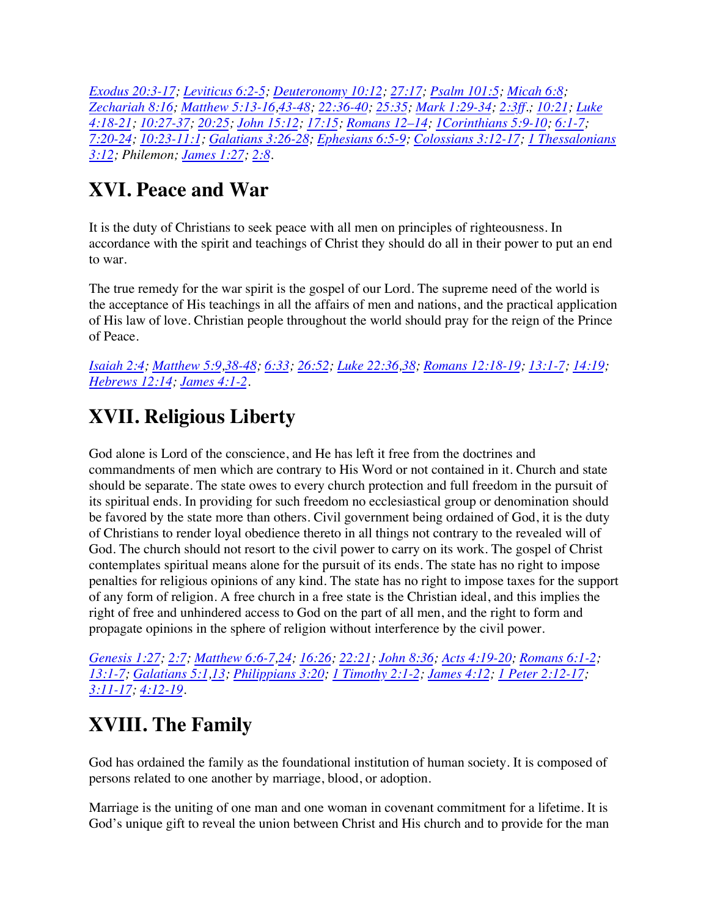*Exodus 20:3-17; Leviticus 6:2-5; Deuteronomy 10:12; 27:17; Psalm 101:5; Micah 6:8; Zechariah 8:16; Matthew 5:13-16,43-48; 22:36-40; 25:35; Mark 1:29-34; 2:3ff.; 10:21; Luke 4:18-21; 10:27-37; 20:25; John 15:12; 17:15; Romans 12–14; 1Corinthians 5:9-10; 6:1-7; 7:20-24; 10:23-11:1; Galatians 3:26-28; Ephesians 6:5-9; Colossians 3:12-17; 1 Thessalonians 3:12; Philemon; James 1:27; 2:8.*

## XVI. Peace and War

It is the duty of Christians to seek peace with all men on principles of righteousness. In accordance with the spirit and teachings of Christ they should do all in their power to put an end to war.

The true remedy for the war spirit is the gospel of our Lord. The supreme need of the world is the acceptance of His teachings in all the affairs of men and nations, and the practical application of His law of love. Christian people throughout the world should pray for the reign of the Prince of Peace.

*Isaiah 2:4; Matthew 5:9,38-48; 6:33; 26:52; Luke 22:36,38; Romans 12:18-19; 13:1-7; 14:19; Hebrews 12:14; James 4:1-2.*

## XVII. Religious Liberty

God alone is Lord of the conscience, and He has left it free from the doctrines and commandments of men which are contrary to His Word or not contained in it. Church and state should be separate. The state owes to every church protection and full freedom in the pursuit of its spiritual ends. In providing for such freedom no ecclesiastical group or denomination should be favored by the state more than others. Civil government being ordained of God, it is the duty of Christians to render loyal obedience thereto in all things not contrary to the revealed will of God. The church should not resort to the civil power to carry on its work. The gospel of Christ contemplates spiritual means alone for the pursuit of its ends. The state has no right to impose penalties for religious opinions of any kind. The state has no right to impose taxes for the support of any form of religion. A free church in a free state is the Christian ideal, and this implies the right of free and unhindered access to God on the part of all men, and the right to form and propagate opinions in the sphere of religion without interference by the civil power.

*Genesis 1:27; 2:7; Matthew 6:6-7,24; 16:26; 22:21; John 8:36; Acts 4:19-20; Romans 6:1-2; 13:1-7; Galatians 5:1,13; Philippians 3:20; 1 Timothy 2:1-2; James 4:12; 1 Peter 2:12-17; 3:11-17; 4:12-19.*

## XVIII. The Family

God has ordained the family as the foundational institution of human society. It is composed of persons related to one another by marriage, blood, or adoption.

Marriage is the uniting of one man and one woman in covenant commitment for a lifetime. It is God's unique gift to reveal the union between Christ and His church and to provide for the man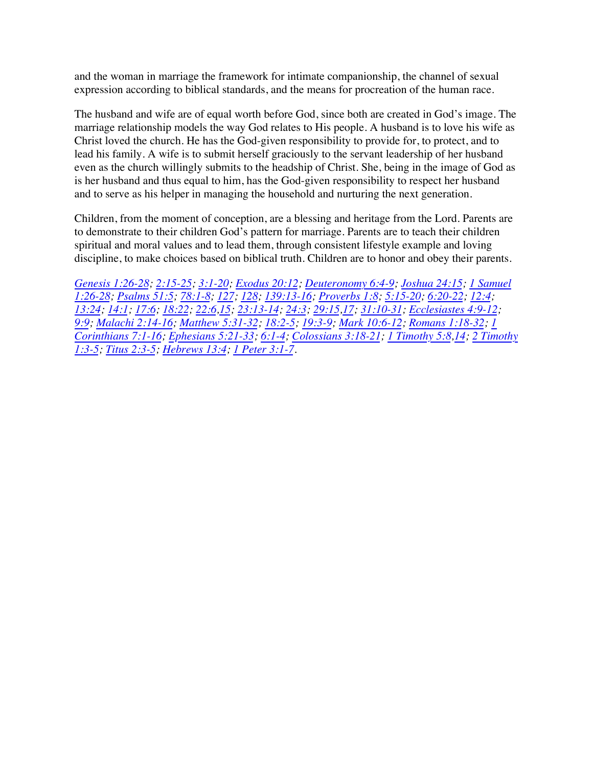and the woman in marriage the framework for intimate companionship, the channel of sexual expression according to biblical standards, and the means for procreation of the human race.

The husband and wife are of equal worth before God, since both are created in God's image. The marriage relationship models the way God relates to His people. A husband is to love his wife as Christ loved the church. He has the God-given responsibility to provide for, to protect, and to lead his family. A wife is to submit herself graciously to the servant leadership of her husband even as the church willingly submits to the headship of Christ. She, being in the image of God as is her husband and thus equal to him, has the God-given responsibility to respect her husband and to serve as his helper in managing the household and nurturing the next generation.

Children, from the moment of conception, are a blessing and heritage from the Lord. Parents are to demonstrate to their children God's pattern for marriage. Parents are to teach their children spiritual and moral values and to lead them, through consistent lifestyle example and loving discipline, to make choices based on biblical truth. Children are to honor and obey their parents.

*Genesis 1:26-28; 2:15-25; 3:1-20; Exodus 20:12; Deuteronomy 6:4-9; Joshua 24:15; 1 Samuel 1:26-28; Psalms 51:5; 78:1-8; 127; 128; 139:13-16; Proverbs 1:8; 5:15-20; 6:20-22; 12:4; 13:24; 14:1; 17:6; 18:22; 22:6,15; 23:13-14; 24:3; 29:15,17; 31:10-31; Ecclesiastes 4:9-12; 9:9; Malachi 2:14-16; Matthew 5:31-32; 18:2-5; 19:3-9; Mark 10:6-12; Romans 1:18-32; 1 Corinthians 7:1-16; Ephesians 5:21-33; 6:1-4; Colossians 3:18-21; 1 Timothy 5:8,14; 2 Timothy 1:3-5; Titus 2:3-5; Hebrews 13:4; 1 Peter 3:1-7.*